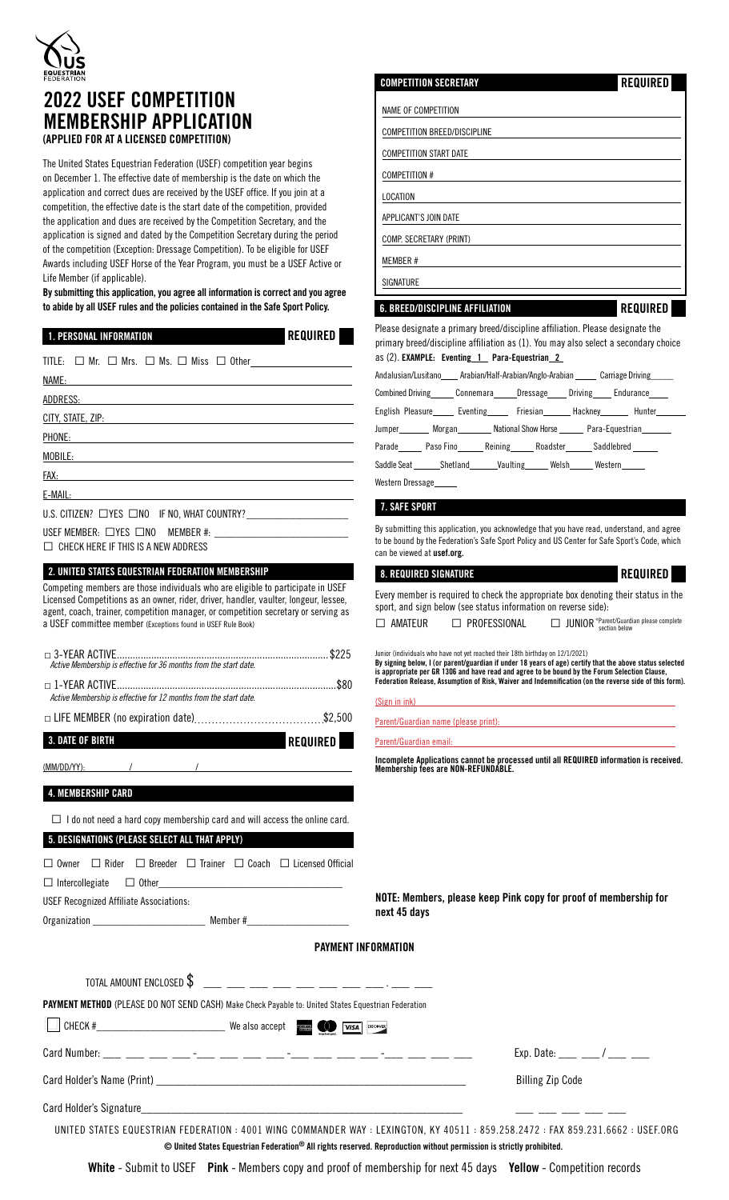# 2022 USEF COMPETITION MEMBERSHIP APPLICATION

**(APPLIED FOR AT A LICENSED COMPETITION)**

The United States Equestrian Federation (USEF) competition year begins on December 1. The effective date of membership is the date on which the application and correct dues are received by the USEF office. If you join at a competition, the effective date is the start date of the competition, provided the application and dues are received by the Competition Secretary, and the application is signed and dated by the Competition Secretary during the period of the competition (Exception: Dressage Competition). To be eligible for USEF Awards including USEF Horse of the Year Program, you must be a USEF Active or Life Member (if applicable).

**By submitting this application, you agree all information is correct and you agree to abide by all USEF rules and the policies contained in the Safe Sport Policy.**

## 1. PERSONAL INFORMATION — REQUIRED

TITLE: ☐ Mr. ☐ Mrs. ☐ Ms. ☐ Miss ☐ Other\_\_\_\_\_\_\_\_\_\_

NAME:

ADDRESS:

CITY, STATE, ZIP:

PHONE:

MOBILE:

FAX:

E-MAIL:

U.S. CITIZEN? ☐YES ☐NO IF NO, WHAT COUNTRY?\_\_\_\_\_\_\_\_\_\_

USEF MEMBER: ☐YES ☐NO MEMBER #: \_\_\_\_\_\_\_\_\_\_

☐ CHECK HERE IF THIS IS A NEW ADDRESS

## 2. UNITED STATES EQUESTRIAN FEDERATION MEMBERSHIP

Competing members are those individuals who are eligible to participate in USEF Licensed Competitions as an owner, rider, driver, handler, vaulter, longeur, lessee, agent, coach, trainer, competition manager, or competition secretary or serving as a USEF committee member (Exceptions found in USEF Rule Book)

☐ 3-YEAR ACTIVE.......................................................$225
*Active Membership is effective for 36 months from the start date.*

☐ 1-YEAR ACTIVE.......................................................$80
*Active Membership is effective for 12 months from the start date.*

☐ LIFE MEMBER (no expiration date)..............................$2,500

## 3. DATE OF BIRTH — REQUIRED

(MM/DD/YY): \_\_\_\_ / \_\_\_\_ / \_\_\_\_

## 4. MEMBERSHIP CARD

☐ I do not need a hard copy membership card and will access the online card.

## 5. DESIGNATIONS (PLEASE SELECT ALL THAT APPLY)

☐ Owner ☐ Rider ☐ Breeder ☐ Trainer ☐ Coach ☐ Licensed Official

☐ Intercollegiate ☐ Other\_\_\_\_\_\_\_\_\_\_

USEF Recognized Affiliate Associations:

Organization \_\_\_\_\_\_\_\_\_\_ Member #\_\_\_\_\_\_\_\_\_\_

## COMPETITION SECRETARY — REQUIRED

NAME OF COMPETITION

COMPETITION BREED/DISCIPLINE

COMPETITION START DATE

COMPETITION #

LOCATION

APPLICANT'S JOIN DATE

COMP. SECRETARY (PRINT)

MEMBER #

SIGNATURE

## 6. BREED/DISCIPLINE AFFILIATION — REQUIRED

Please designate a primary breed/discipline affiliation. Please designate the primary breed/discipline affiliation as (1). You may also select a secondary choice as (2). **EXAMPLE: Eventing_1_ Para-Equestrian_2_**

Andalusian/Lusitano\_\_\_\_ Arabian/Half-Arabian/Anglo-Arabian\_\_\_\_ Carriage Driving\_\_\_\_

Combined Driving\_\_\_\_ Connemara\_\_\_\_ Dressage\_\_\_\_ Driving\_\_\_\_ Endurance\_\_\_\_

English Pleasure\_\_\_\_ Eventing\_\_\_\_ Friesian\_\_\_\_ Hackney\_\_\_\_ Hunter\_\_\_\_

Jumper\_\_\_\_ Morgan\_\_\_\_ National Show Horse\_\_\_\_ Para-Equestrian\_\_\_\_

Parade\_\_\_\_ Paso Fino\_\_\_\_ Reining\_\_\_\_ Roadster\_\_\_\_ Saddlebred\_\_\_\_

Saddle Seat\_\_\_\_ Shetland\_\_\_\_ Vaulting\_\_\_\_ Welsh\_\_\_\_ Western\_\_\_\_

Western Dressage\_\_\_\_

## 7. SAFE SPORT

By submitting this application, you acknowledge that you have read, understand, and agree to be bound by the Federation's Safe Sport Policy and US Center for Safe Sport's Code, which can be viewed at **usef.org.**

## 8. REQUIRED SIGNATURE — REQUIRED

Every member is required to check the appropriate box denoting their status in the sport, and sign below (see status information on reverse side):

☐ AMATEUR ☐ PROFESSIONAL ☐ JUNIOR *Parent/Guardian please complete section below

Junior (individuals who have not yet reached their 18th birthday on 12/1/2021)

**By signing below, I (or parent/guardian if under 18 years of age) certify that the above status selected is appropriate per GR 1306 and have read and agree to be bound by the Forum Selection Clause, Federation Release, Assumption of Risk, Waiver and Indemnification (on the reverse side of this form).**

(Sign in ink)

Parent/Guardian name (please print):

Parent/Guardian email:

**Incomplete Applications cannot be processed until all REQUIRED information is received. Membership fees are NON-REFUNDABLE.**

**NOTE: Members, please keep Pink copy for proof of membership for next 45 days**

## PAYMENT INFORMATION

TOTAL AMOUNT ENCLOSED $ \_\_\_ \_\_\_ \_\_\_ \_\_\_ \_\_\_ \_\_\_ \_\_\_ \_\_\_ . \_\_\_ \_\_\_

**PAYMENT METHOD** (PLEASE DO NOT SEND CASH) Make Check Payable to: United States Equestrian Federation

☐ CHECK #\_\_\_\_\_\_\_\_\_\_ We also accept

Card Number: \_\_\_ \_\_\_ \_\_\_ \_\_\_ - \_\_\_ \_\_\_ \_\_\_ \_\_\_ - \_\_\_ \_\_\_ \_\_\_ \_\_\_ - \_\_\_ \_\_\_ \_\_\_ \_\_\_ Exp. Date: \_\_\_ \_\_\_ / \_\_\_ \_\_\_

Card Holder's Name (Print) \_\_\_\_\_\_\_\_\_\_ Billing Zip Code

Card Holder's Signature\_\_\_\_\_\_\_\_\_\_ \_\_\_ \_\_\_ \_\_\_ \_\_\_ \_\_\_

UNITED STATES EQUESTRIAN FEDERATION : 4001 WING COMMANDER WAY : LEXINGTON, KY 40511 : 859.258.2472 : FAX 859.231.6662 : USEF.ORG

**© United States Equestrian Federation® All rights reserved. Reproduction without permission is strictly prohibited.**

**White** - Submit to USEF **Pink** - Members copy and proof of membership for next 45 days **Yellow** - Competition records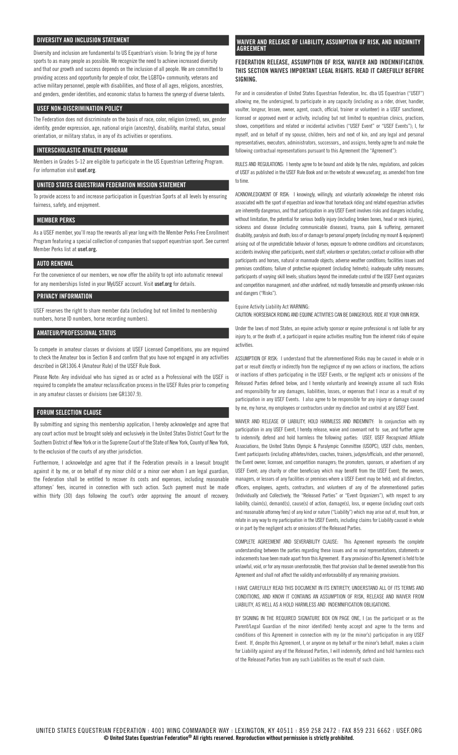## DIVERSITY AND INCLUSION STATEMENT

Diversity and inclusion are fundamental to US Equestrian's vision: To bring the joy of horse sports to as many people as possible. We recognize the need to achieve increased diversity and that our growth and success depends on the inclusion of all people. We are committed to providing access and opportunity for people of color, the LGBTQ+ community, veterans and active military personnel, people with disabilities, and those of all ages, religions, ancestries, and genders, gender identities, and economic status to harness the synergy of diverse talents.

## USEF NON-DISCRIMINATION POLICY

The Federation does not discriminate on the basis of race, color, religion (creed), sex, gender identity, gender expression, age, national origin (ancestry), disability, marital status, sexual orientation, or military status, in any of its activities or operations.

## INTERSCHOLASTIC ATHLETE PROGRAM

Members in Grades 5-12 are eligible to participate in the US Equestrian Lettering Program. For information visit **usef.org**.

## UNITED STATES EQUESTRIAN FEDERATION MISSION STATEMENT

To provide access to and increase participation in Equestrian Sports at all levels by ensuring fairness, safety, and enjoyment.

## MEMBER PERKS

As a USEF member, you'll reap the rewards all year long with the Member Perks Free Enrollment Program featuring a special collection of companies that support equestrian sport. See current Member Perks list at **usef.org.**

## AUTO RENEWAL

For the convenience of our members, we now offer the ability to opt into automatic renewal for any memberships listed in your MyUSEF account. Visit **usef.org** for details.

## PRIVACY INFORMATION

USEF reserves the right to share member data (including but not limited to membership numbers, horse ID numbers, horse recording numbers).

## AMATEUR/PROFESSIONAL STATUS

To compete in amateur classes or divisions at USEF Licensed Competitions, you are required to check the Amateur box in Section 8 and confirm that you have not engaged in any activities described in GR1306.4 (Amateur Rule) of the USEF Rule Book.

Please Note: Any individual who has signed as or acted as a Professional with the USEF is required to complete the amateur reclassification process in the USEF Rules prior to competing in any amateur classes or divisions (see GR1307.9).

## FORUM SELECTION CLAUSE

By submitting and signing this membership application, I hereby acknowledge and agree that any court action must be brought solely and exclusively in the United States District Court for the Southern District of New York or in the Supreme Court of the State of New York, County of New York, to the exclusion of the courts of any other jurisdiction.

Furthermore, I acknowledge and agree that if the Federation prevails in a lawsuit brought against it by me, or on behalf of my minor child or a minor over whom I am legal guardian, the Federation shall be entitled to recover its costs and expenses, including reasonable attorneys' fees, incurred in connection with such action. Such payment must be made within thirty (30) days following the court's order approving the amount of recovery.

## WAIVER AND RELEASE OF LIABILITY, ASSUMPTION OF RISK, AND INDEMNITY AGREEMENT

### FEDERATION RELEASE, ASSUMPTION OF RISK, WAIVER AND INDEMNIFICATION. THIS SECTION WAIVES IMPORTANT LEGAL RIGHTS. READ IT CAREFULLY BEFORE SIGNING.

For and in consideration of United States Equestrian Federation, Inc. dba US Equestrian ("USEF") allowing me, the undersigned, to participate in any capacity (including as a rider, driver, handler, vaulter, longeur, lessee, owner, agent, coach, official, trainer or volunteer) in a USEF sanctioned, licensed or approved event or activity, including but not limited to equestrian clinics, practices, shows, competitions and related or incidental activities ("USEF Event" or "USEF Events"); I, for myself, and on behalf of my spouse, children, heirs and next of kin, and any legal and personal representatives, executors, administrators, successors,, and assigns, hereby agree to and make the following contractual representations pursuant to this Agreement (the "Agreement"):

RULES AND REGULATIONS: I hereby agree to be bound and abide by the rules, regulations, and policies of USEF as published in the USEF Rule Book and on the website at www.usef.org, as amended from time to time.

ACKNOWLEDGMENT OF RISK: I knowingly, willingly, and voluntarily acknowledge the inherent risks associated with the sport of equestrian and know that horseback riding and related equestrian activities are inherently dangerous, and that participation in any USEF Event involves risks and dangers including, without limitation, the potential for serious bodily injury (including broken bones, head or neck injuries), sickness and disease (including communicable diseases), trauma, pain & suffering, permanent disability, paralysis and death; loss of or damage to personal property (including my mount & equipment) arising out of the unpredictable behavior of horses; exposure to extreme conditions and circumstances; accidents involving other participants, event staff, volunteers or spectators; contact or collision with other participants and horses, natural or manmade objects; adverse weather conditions; facilities issues and premises conditions; failure of protective equipment (including helmets); inadequate safety measures; participants of varying skill levels; situations beyond the immediate control of the USEF Event organizers and competition management; and other undefined, not readily foreseeable and presently unknown risks and dangers ("Risks").

Equine Activity Liability Act WARNING:
CAUTION: HORSEBACK RIDING AND EQUINE ACTIVITIES CAN BE DANGEROUS. RIDE AT YOUR OWN RISK.

Under the laws of most States, an equine activity sponsor or equine professional is not liable for any injury to, or the death of, a participant in equine activities resulting from the inherent risks of equine activities.

ASSUMPTION OF RISK: I understand that the aforementioned Risks may be caused in whole or in part or result directly or indirectly from the negligence of my own actions or inactions, the actions or inactions of others participating in the USEF Events, or the negligent acts or omissions of the Released Parties defined below, and I hereby voluntarily and knowingly assume all such Risks and responsibility for any damages, liabilities, losses, or expenses that I incur as a result of my participation in any USEF Events. I also agree to be responsible for any injury or damage caused by me, my horse, my employees or contractors under my direction and control at any USEF Event.

WAIVER AND RELEASE OF LIABILITY, HOLD HARMLESS AND INDEMNITY: In conjunction with my participation in any USEF Event, I hereby release, waive and covenant not to sue, and further agree to indemnify, defend and hold harmless the following parties: USEF, USEF Recognized Affiliate Associations, the United States Olympic & Paralympic Committee (USOPC), USEF clubs, members, Event participants (including athletes/riders, coaches, trainers, judges/officials, and other personnel), the Event owner, licensee, and competition managers; the promoters, sponsors, or advertisers of any USEF Event; any charity or other beneficiary which may benefit from the USEF Event; the owners, managers, or lessors of any facilities or premises where a USEF Event may be held; and all directors, officers, employees, agents, contractors, and volunteers of any of the aforementioned parties (Individually and Collectively, the "Released Parties" or "Event Organizers"), with respect to any liability, claim(s), demand(s), cause(s) of action, damage(s), loss, or expense (including court costs and reasonable attorney fees) of any kind or nature ("Liability") which may arise out of, result from, or relate in any way to my participation in the USEF Events, including claims for Liability caused in whole or in part by the negligent acts or omissions of the Released Parties.

COMPLETE AGREEMENT AND SEVERABILITY CLAUSE: This Agreement represents the complete understanding between the parties regarding these issues and no oral representations, statements or inducements have been made apart from this Agreement. If any provision of this Agreement is held to be unlawful, void, or for any reason unenforceable, then that provision shall be deemed severable from this Agreement and shall not affect the validity and enforceability of any remaining provisions.

I HAVE CAREFULLY READ THIS DOCUMENT IN ITS ENTIRETY, UNDERSTAND ALL OF ITS TERMS AND CONDITIONS, AND KNOW IT CONTAINS AN ASSUMPTION OF RISK, RELEASE AND WAIVER FROM LIABILITY, AS WELL AS A HOLD HARMLESS AND INDEMNIFICATION OBLIGATIONS.

BY SIGNING IN THE REQUIRED SIGNATURE BOX ON PAGE ONE, I (as the participant or as the Parent/Legal Guardian of the minor identified) hereby accept and agree to the terms and conditions of this Agreement in connection with my (or the minor's) participation in any USEF Event. If, despite this Agreement, I, or anyone on my behalf or the minor's behalf, makes a claim for Liability against any of the Released Parties, I will indemnify, defend and hold harmless each of the Released Parties from any such Liabilities as the result of such claim.

UNITED STATES EQUESTRIAN FEDERATION : 4001 WING COMMANDER WAY : LEXINGTON, KY 40511 : 859 258 2472 : FAX 859 231 6662 : USEF.ORG

**© United States Equestrian Federation® All rights reserved. Reproduction without permission is strictly prohibited.**